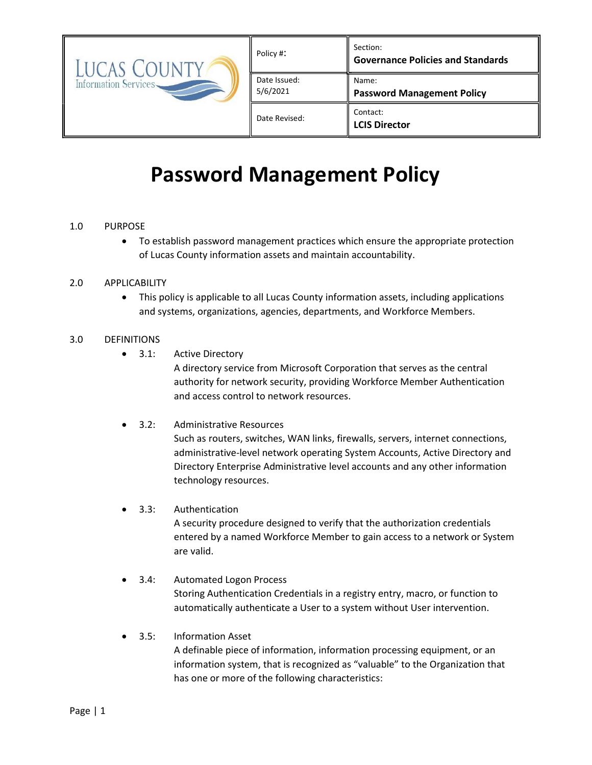| Lucas County Information Services | Policy #: | Section: **Governance Policies and Standards** |
|---|---|---|
| | Date Issued: 5/6/2021 | Name: **Password Management Policy** |
| | Date Revised: | Contact: **LCIS Director** |

# Password Management Policy

1.0 PURPOSE

- To establish password management practices which ensure the appropriate protection of Lucas County information assets and maintain accountability.

2.0 APPLICABILITY

- This policy is applicable to all Lucas County information assets, including applications and systems, organizations, agencies, departments, and Workforce Members.

3.0 DEFINITIONS

- 3.1: Active Directory
  A directory service from Microsoft Corporation that serves as the central authority for network security, providing Workforce Member Authentication and access control to network resources.

- 3.2: Administrative Resources
  Such as routers, switches, WAN links, firewalls, servers, internet connections, administrative-level network operating System Accounts, Active Directory and Directory Enterprise Administrative level accounts and any other information technology resources.

- 3.3: Authentication
  A security procedure designed to verify that the authorization credentials entered by a named Workforce Member to gain access to a network or System are valid.

- 3.4: Automated Logon Process
  Storing Authentication Credentials in a registry entry, macro, or function to automatically authenticate a User to a system without User intervention.

- 3.5: Information Asset
  A definable piece of information, information processing equipment, or an information system, that is recognized as “valuable” to the Organization that has one or more of the following characteristics: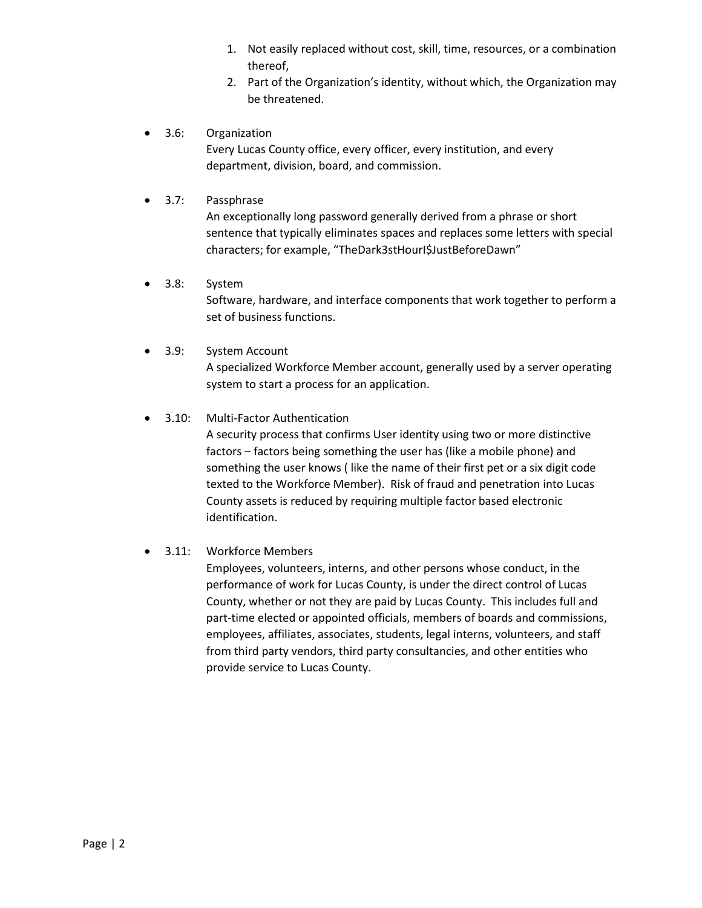1. Not easily replaced without cost, skill, time, resources, or a combination thereof,
2. Part of the Organization's identity, without which, the Organization may be threatened.

- 3.6: Organization
  Every Lucas County office, every officer, every institution, and every department, division, board, and commission.

- 3.7: Passphrase
  An exceptionally long password generally derived from a phrase or short sentence that typically eliminates spaces and replaces some letters with special characters; for example, "TheDark3stHourI$JustBeforeDawn"

- 3.8: System
  Software, hardware, and interface components that work together to perform a set of business functions.

- 3.9: System Account
  A specialized Workforce Member account, generally used by a server operating system to start a process for an application.

- 3.10: Multi-Factor Authentication
  A security process that confirms User identity using two or more distinctive factors – factors being something the user has (like a mobile phone) and something the user knows ( like the name of their first pet or a six digit code texted to the Workforce Member). Risk of fraud and penetration into Lucas County assets is reduced by requiring multiple factor based electronic identification.

- 3.11: Workforce Members
  Employees, volunteers, interns, and other persons whose conduct, in the performance of work for Lucas County, is under the direct control of Lucas County, whether or not they are paid by Lucas County. This includes full and part-time elected or appointed officials, members of boards and commissions, employees, affiliates, associates, students, legal interns, volunteers, and staff from third party vendors, third party consultancies, and other entities who provide service to Lucas County.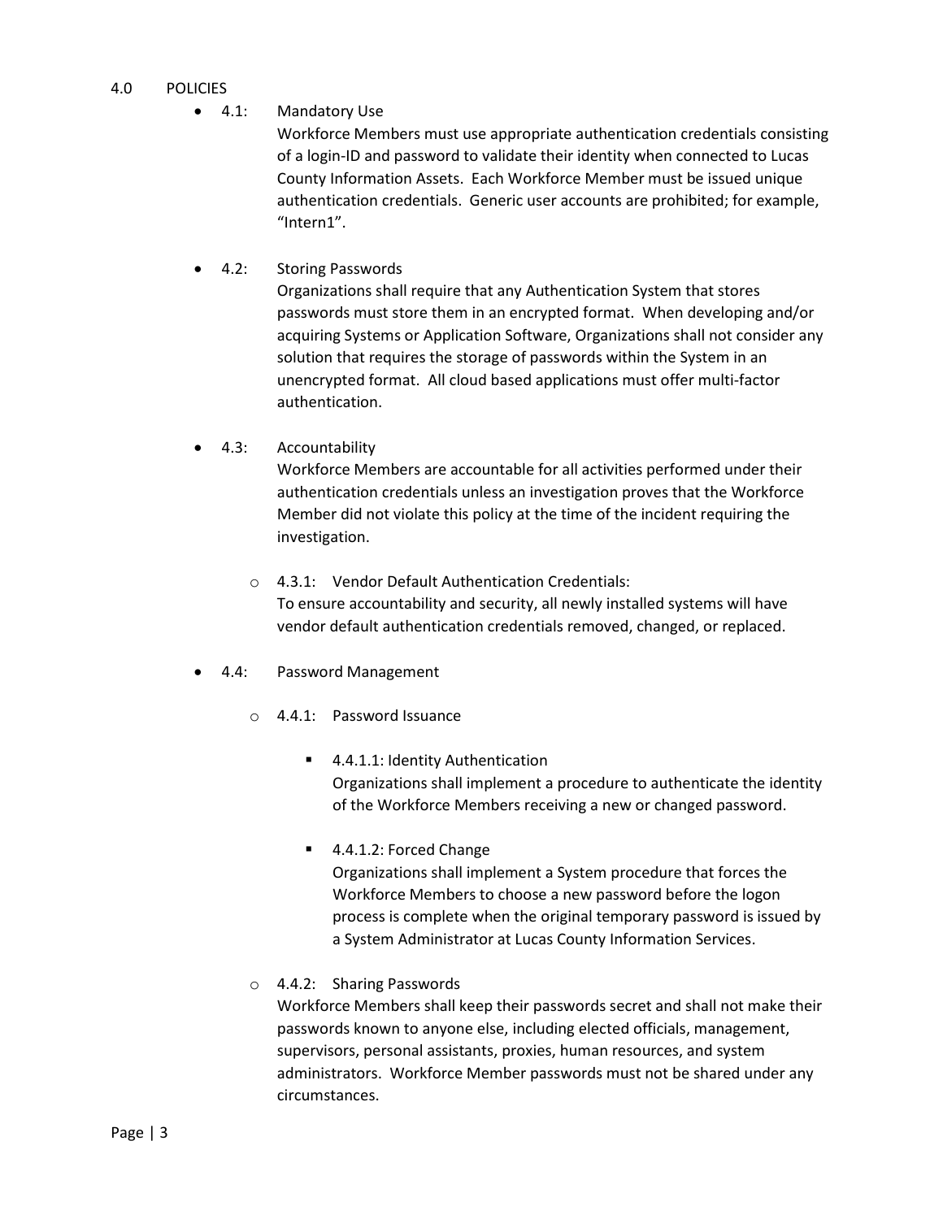## 4.0 POLICIES

- **4.1: Mandatory Use**
  Workforce Members must use appropriate authentication credentials consisting of a login-ID and password to validate their identity when connected to Lucas County Information Assets. Each Workforce Member must be issued unique authentication credentials. Generic user accounts are prohibited; for example, "Intern1".

- **4.2: Storing Passwords**
  Organizations shall require that any Authentication System that stores passwords must store them in an encrypted format. When developing and/or acquiring Systems or Application Software, Organizations shall not consider any solution that requires the storage of passwords within the System in an unencrypted format. All cloud based applications must offer multi-factor authentication.

- **4.3: Accountability**
  Workforce Members are accountable for all activities performed under their authentication credentials unless an investigation proves that the Workforce Member did not violate this policy at the time of the incident requiring the investigation.

  - 4.3.1: Vendor Default Authentication Credentials:
    To ensure accountability and security, all newly installed systems will have vendor default authentication credentials removed, changed, or replaced.

- **4.4: Password Management**

  - 4.4.1: Password Issuance

    - 4.4.1.1: Identity Authentication
      Organizations shall implement a procedure to authenticate the identity of the Workforce Members receiving a new or changed password.

    - 4.4.1.2: Forced Change
      Organizations shall implement a System procedure that forces the Workforce Members to choose a new password before the logon process is complete when the original temporary password is issued by a System Administrator at Lucas County Information Services.

  - 4.4.2: Sharing Passwords
    Workforce Members shall keep their passwords secret and shall not make their passwords known to anyone else, including elected officials, management, supervisors, personal assistants, proxies, human resources, and system administrators. Workforce Member passwords must not be shared under any circumstances.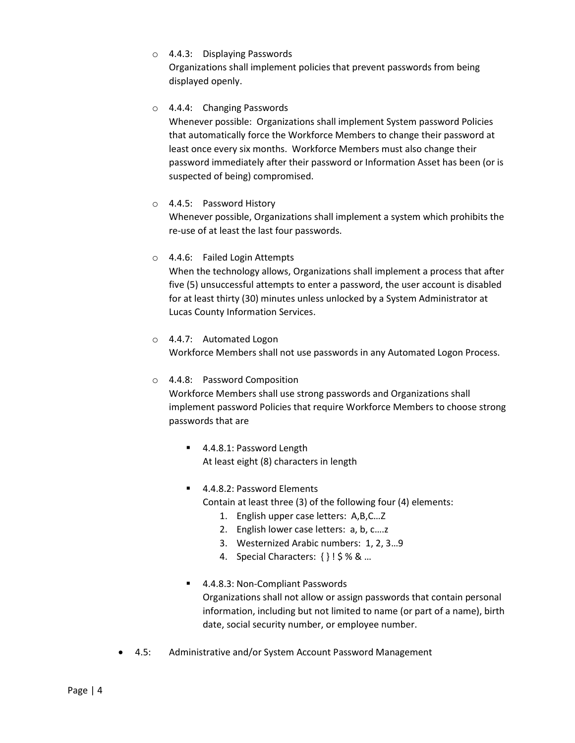- 4.4.3: Displaying Passwords
  Organizations shall implement policies that prevent passwords from being displayed openly.

- 4.4.4: Changing Passwords
  Whenever possible: Organizations shall implement System password Policies that automatically force the Workforce Members to change their password at least once every six months. Workforce Members must also change their password immediately after their password or Information Asset has been (or is suspected of being) compromised.

- 4.4.5: Password History
  Whenever possible, Organizations shall implement a system which prohibits the re-use of at least the last four passwords.

- 4.4.6: Failed Login Attempts
  When the technology allows, Organizations shall implement a process that after five (5) unsuccessful attempts to enter a password, the user account is disabled for at least thirty (30) minutes unless unlocked by a System Administrator at Lucas County Information Services.

- 4.4.7: Automated Logon
  Workforce Members shall not use passwords in any Automated Logon Process.

- 4.4.8: Password Composition
  Workforce Members shall use strong passwords and Organizations shall implement password Policies that require Workforce Members to choose strong passwords that are

  - 4.4.8.1: Password Length
    At least eight (8) characters in length

  - 4.4.8.2: Password Elements
    Contain at least three (3) of the following four (4) elements:
    1. English upper case letters: A,B,C…Z
    2. English lower case letters: a, b, c….z
    3. Westernized Arabic numbers: 1, 2, 3…9
    4. Special Characters: { } ! $ % & …

  - 4.4.8.3: Non-Compliant Passwords
    Organizations shall not allow or assign passwords that contain personal information, including but not limited to name (or part of a name), birth date, social security number, or employee number.

- 4.5: Administrative and/or System Account Password Management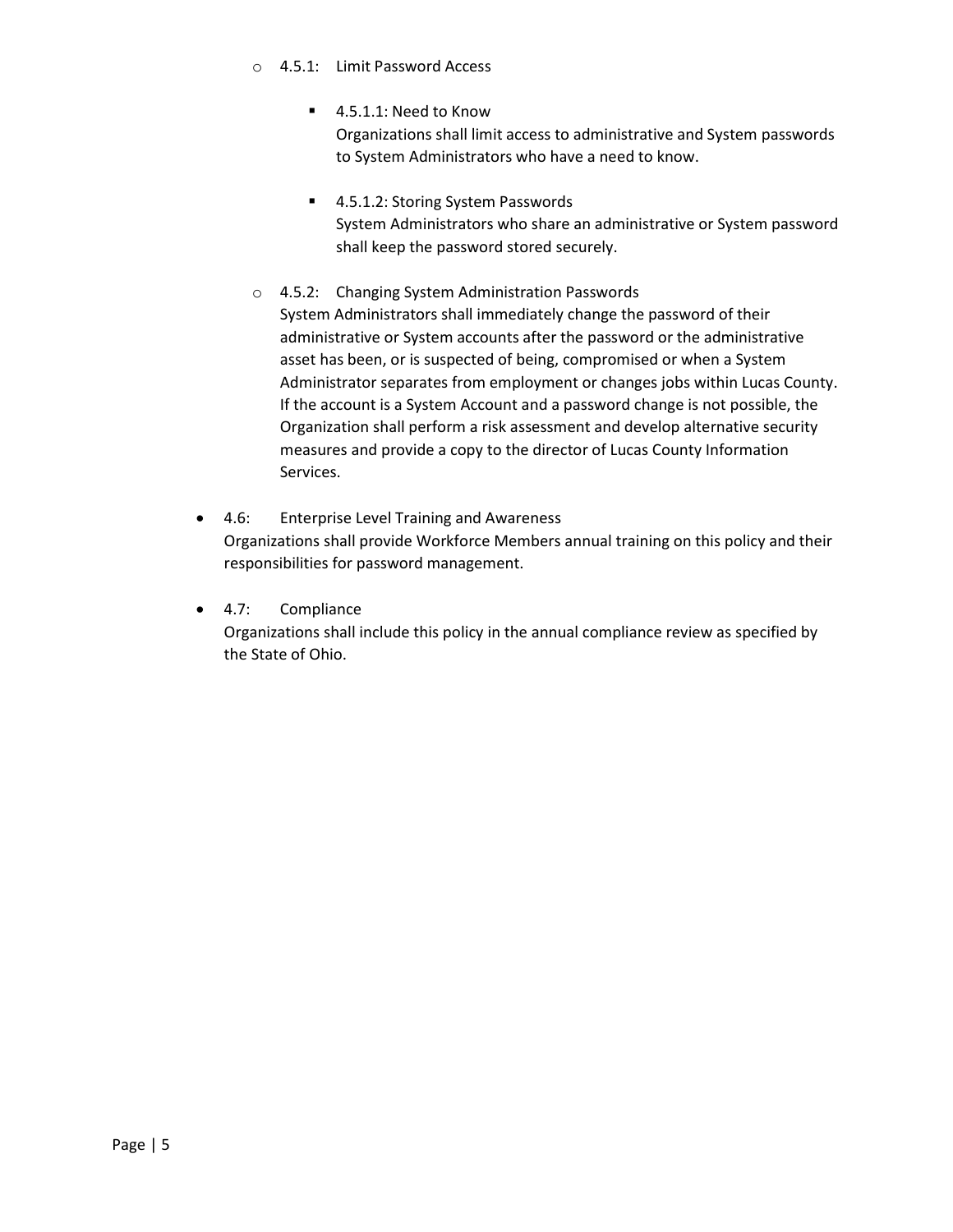- 4.5.1: Limit Password Access

  - 4.5.1.1: Need to Know
    Organizations shall limit access to administrative and System passwords to System Administrators who have a need to know.

  - 4.5.1.2: Storing System Passwords
    System Administrators who share an administrative or System password shall keep the password stored securely.

- 4.5.2: Changing System Administration Passwords
  System Administrators shall immediately change the password of their administrative or System accounts after the password or the administrative asset has been, or is suspected of being, compromised or when a System Administrator separates from employment or changes jobs within Lucas County. If the account is a System Account and a password change is not possible, the Organization shall perform a risk assessment and develop alternative security measures and provide a copy to the director of Lucas County Information Services.

- 4.6: Enterprise Level Training and Awareness
  Organizations shall provide Workforce Members annual training on this policy and their responsibilities for password management.

- 4.7: Compliance
  Organizations shall include this policy in the annual compliance review as specified by the State of Ohio.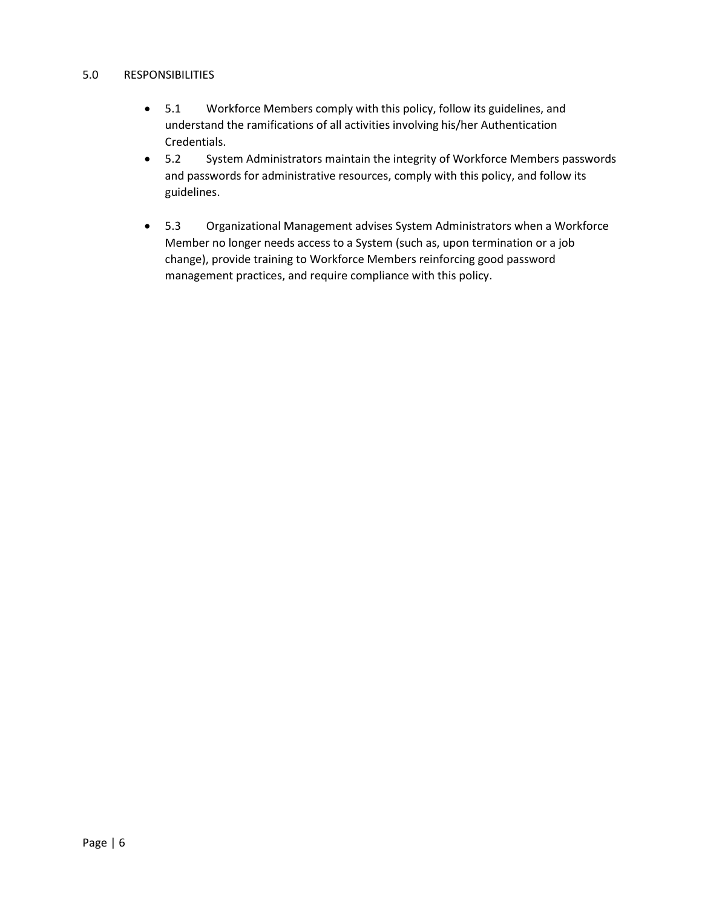## 5.0 RESPONSIBILITIES

- 5.1 Workforce Members comply with this policy, follow its guidelines, and understand the ramifications of all activities involving his/her Authentication Credentials.
- 5.2 System Administrators maintain the integrity of Workforce Members passwords and passwords for administrative resources, comply with this policy, and follow its guidelines.
- 5.3 Organizational Management advises System Administrators when a Workforce Member no longer needs access to a System (such as, upon termination or a job change), provide training to Workforce Members reinforcing good password management practices, and require compliance with this policy.